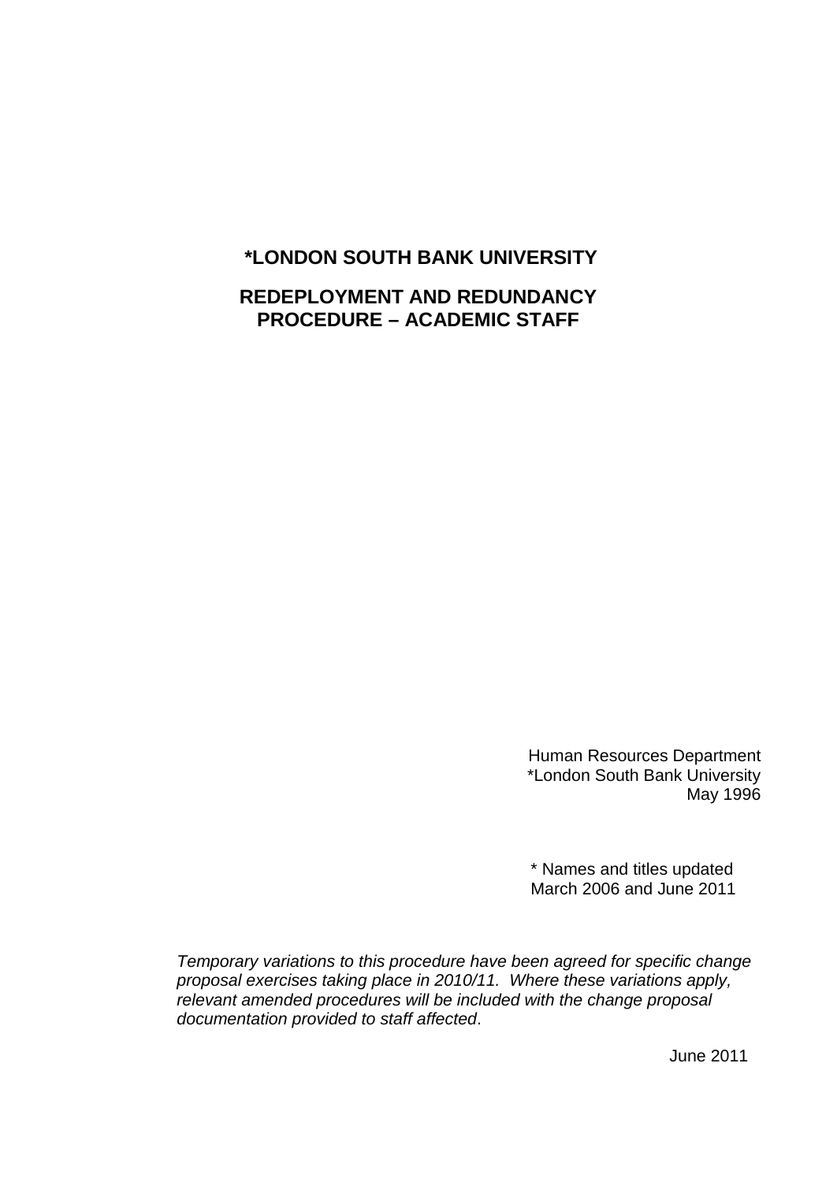# *LONDON SOUTH BANK UNIVERSITY

## REDEPLOYMENT AND REDUNDANCY PROCEDURE – ACADEMIC STAFF

Human Resources Department
*London South Bank University
May 1996

* Names and titles updated March 2006 and June 2011

*Temporary variations to this procedure have been agreed for specific change proposal exercises taking place in 2010/11. Where these variations apply, relevant amended procedures will be included with the change proposal documentation provided to staff affected*.

June 2011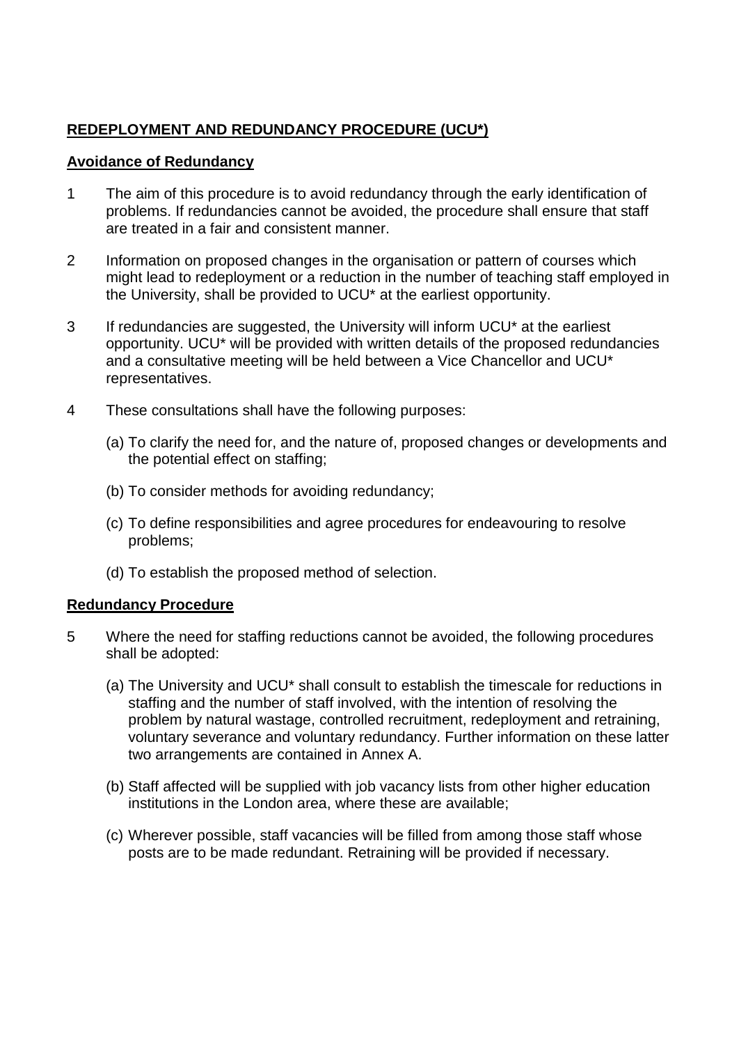**REDEPLOYMENT AND REDUNDANCY PROCEDURE (UCU*)**

**Avoidance of Redundancy**

1 The aim of this procedure is to avoid redundancy through the early identification of problems. If redundancies cannot be avoided, the procedure shall ensure that staff are treated in a fair and consistent manner.

2 Information on proposed changes in the organisation or pattern of courses which might lead to redeployment or a reduction in the number of teaching staff employed in the University, shall be provided to UCU* at the earliest opportunity.

3 If redundancies are suggested, the University will inform UCU* at the earliest opportunity. UCU* will be provided with written details of the proposed redundancies and a consultative meeting will be held between a Vice Chancellor and UCU* representatives.

4 These consultations shall have the following purposes:

(a) To clarify the need for, and the nature of, proposed changes or developments and the potential effect on staffing;

(b) To consider methods for avoiding redundancy;

(c) To define responsibilities and agree procedures for endeavouring to resolve problems;

(d) To establish the proposed method of selection.

**Redundancy Procedure**

5 Where the need for staffing reductions cannot be avoided, the following procedures shall be adopted:

(a) The University and UCU* shall consult to establish the timescale for reductions in staffing and the number of staff involved, with the intention of resolving the problem by natural wastage, controlled recruitment, redeployment and retraining, voluntary severance and voluntary redundancy. Further information on these latter two arrangements are contained in Annex A.

(b) Staff affected will be supplied with job vacancy lists from other higher education institutions in the London area, where these are available;

(c) Wherever possible, staff vacancies will be filled from among those staff whose posts are to be made redundant. Retraining will be provided if necessary.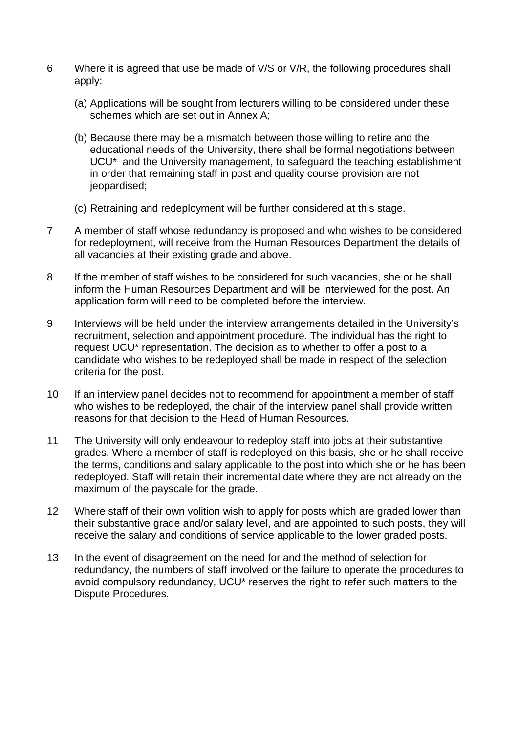6 Where it is agreed that use be made of V/S or V/R, the following procedures shall apply:

(a) Applications will be sought from lecturers willing to be considered under these schemes which are set out in Annex A;

(b) Because there may be a mismatch between those willing to retire and the educational needs of the University, there shall be formal negotiations between UCU* and the University management, to safeguard the teaching establishment in order that remaining staff in post and quality course provision are not jeopardised;

(c) Retraining and redeployment will be further considered at this stage.

7 A member of staff whose redundancy is proposed and who wishes to be considered for redeployment, will receive from the Human Resources Department the details of all vacancies at their existing grade and above.

8 If the member of staff wishes to be considered for such vacancies, she or he shall inform the Human Resources Department and will be interviewed for the post. An application form will need to be completed before the interview.

9 Interviews will be held under the interview arrangements detailed in the University's recruitment, selection and appointment procedure. The individual has the right to request UCU* representation. The decision as to whether to offer a post to a candidate who wishes to be redeployed shall be made in respect of the selection criteria for the post.

10 If an interview panel decides not to recommend for appointment a member of staff who wishes to be redeployed, the chair of the interview panel shall provide written reasons for that decision to the Head of Human Resources.

11 The University will only endeavour to redeploy staff into jobs at their substantive grades. Where a member of staff is redeployed on this basis, she or he shall receive the terms, conditions and salary applicable to the post into which she or he has been redeployed. Staff will retain their incremental date where they are not already on the maximum of the payscale for the grade.

12 Where staff of their own volition wish to apply for posts which are graded lower than their substantive grade and/or salary level, and are appointed to such posts, they will receive the salary and conditions of service applicable to the lower graded posts.

13 In the event of disagreement on the need for and the method of selection for redundancy, the numbers of staff involved or the failure to operate the procedures to avoid compulsory redundancy, UCU* reserves the right to refer such matters to the Dispute Procedures.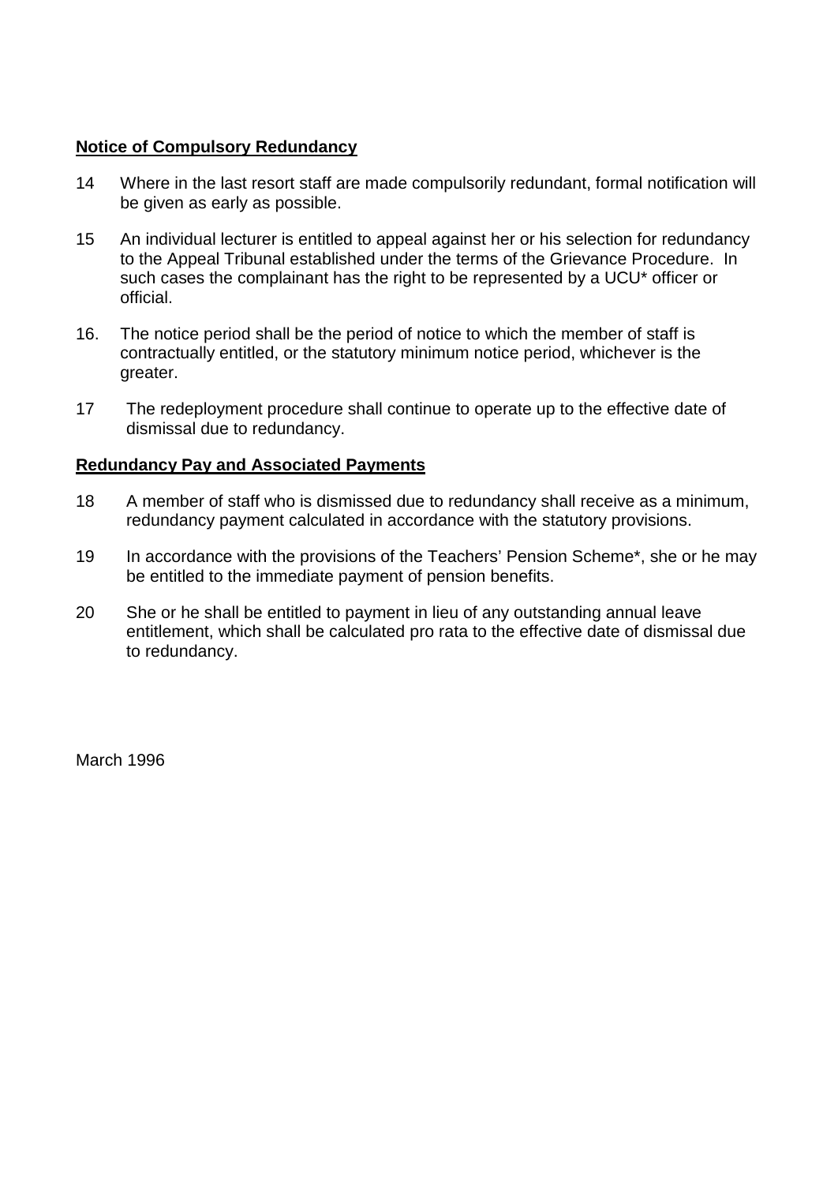**Notice of Compulsory Redundancy**

14 Where in the last resort staff are made compulsorily redundant, formal notification will be given as early as possible.

15 An individual lecturer is entitled to appeal against her or his selection for redundancy to the Appeal Tribunal established under the terms of the Grievance Procedure. In such cases the complainant has the right to be represented by a UCU* officer or official.

16. The notice period shall be the period of notice to which the member of staff is contractually entitled, or the statutory minimum notice period, whichever is the greater.

17 The redeployment procedure shall continue to operate up to the effective date of dismissal due to redundancy.

**Redundancy Pay and Associated Payments**

18 A member of staff who is dismissed due to redundancy shall receive as a minimum, redundancy payment calculated in accordance with the statutory provisions.

19 In accordance with the provisions of the Teachers' Pension Scheme*, she or he may be entitled to the immediate payment of pension benefits.

20 She or he shall be entitled to payment in lieu of any outstanding annual leave entitlement, which shall be calculated pro rata to the effective date of dismissal due to redundancy.

March 1996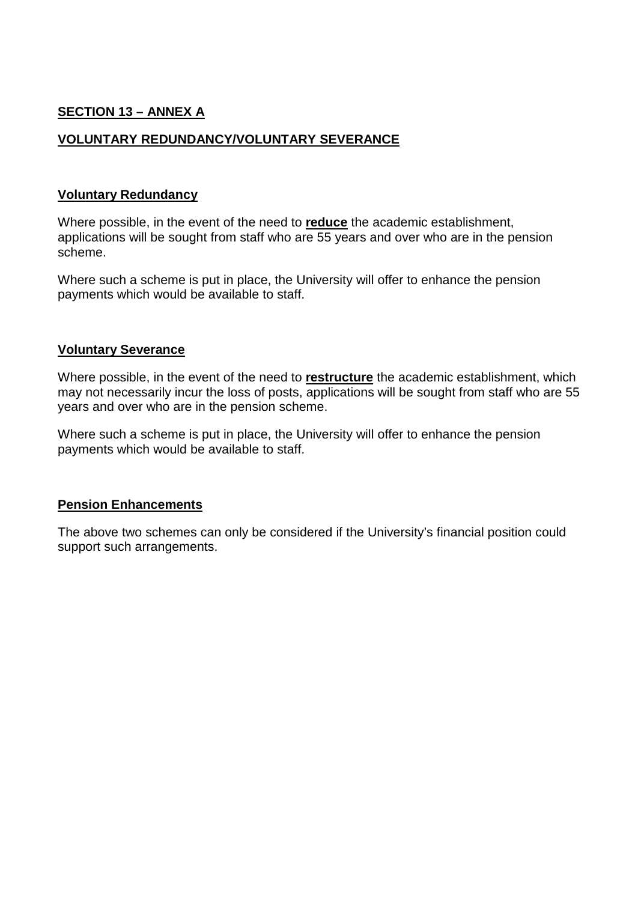## SECTION 13 – ANNEX A

## VOLUNTARY REDUNDANCY/VOLUNTARY SEVERANCE

### Voluntary Redundancy

Where possible, in the event of the need to **reduce** the academic establishment, applications will be sought from staff who are 55 years and over who are in the pension scheme.

Where such a scheme is put in place, the University will offer to enhance the pension payments which would be available to staff.

### Voluntary Severance

Where possible, in the event of the need to **restructure** the academic establishment, which may not necessarily incur the loss of posts, applications will be sought from staff who are 55 years and over who are in the pension scheme.

Where such a scheme is put in place, the University will offer to enhance the pension payments which would be available to staff.

### Pension Enhancements

The above two schemes can only be considered if the University's financial position could support such arrangements.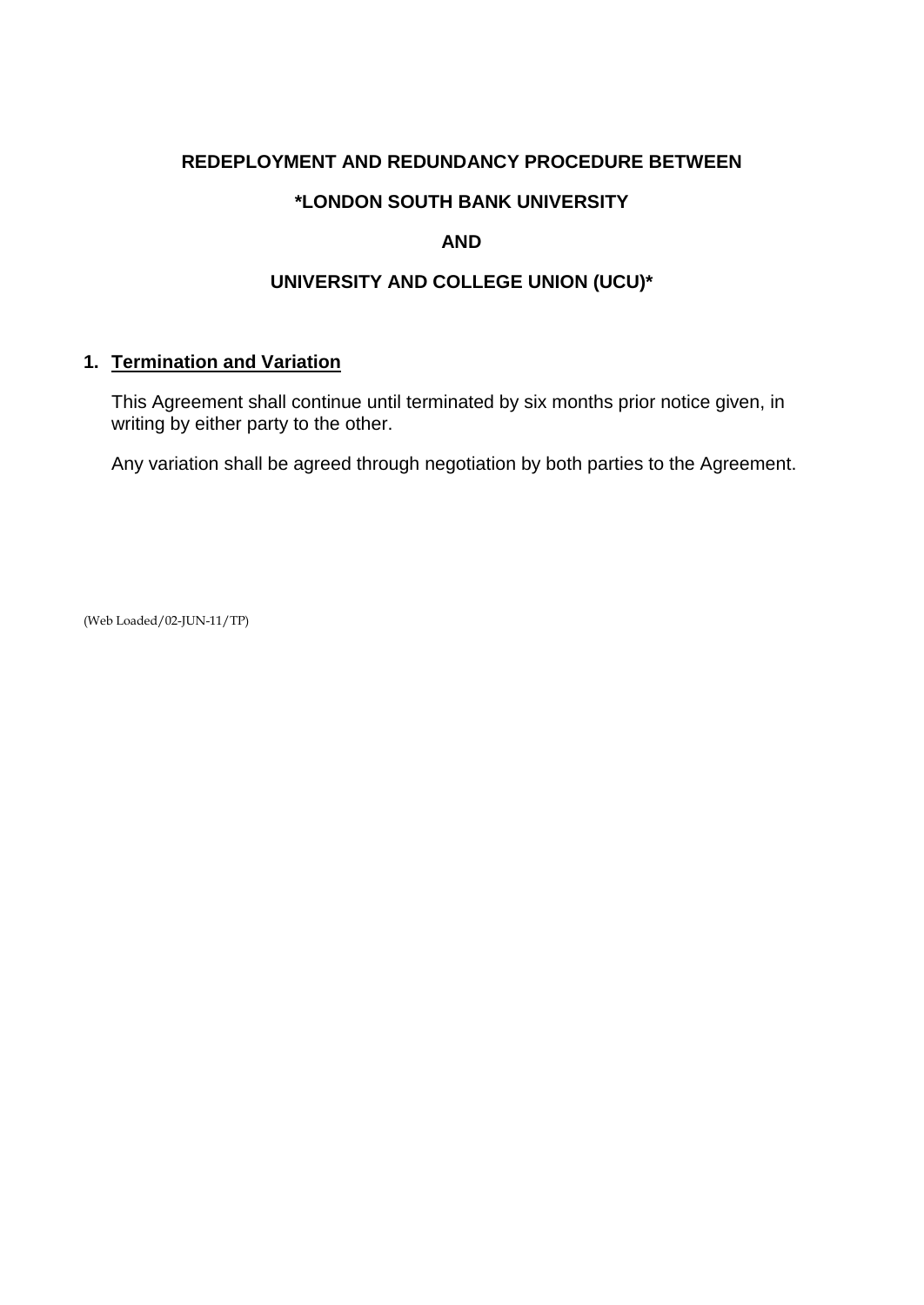**REDEPLOYMENT AND REDUNDANCY PROCEDURE BETWEEN**

**\*LONDON SOUTH BANK UNIVERSITY**

**AND**

**UNIVERSITY AND COLLEGE UNION (UCU)\***

## 1. Termination and Variation

This Agreement shall continue until terminated by six months prior notice given, in writing by either party to the other.

Any variation shall be agreed through negotiation by both parties to the Agreement.

(Web Loaded/02-JUN-11/TP)